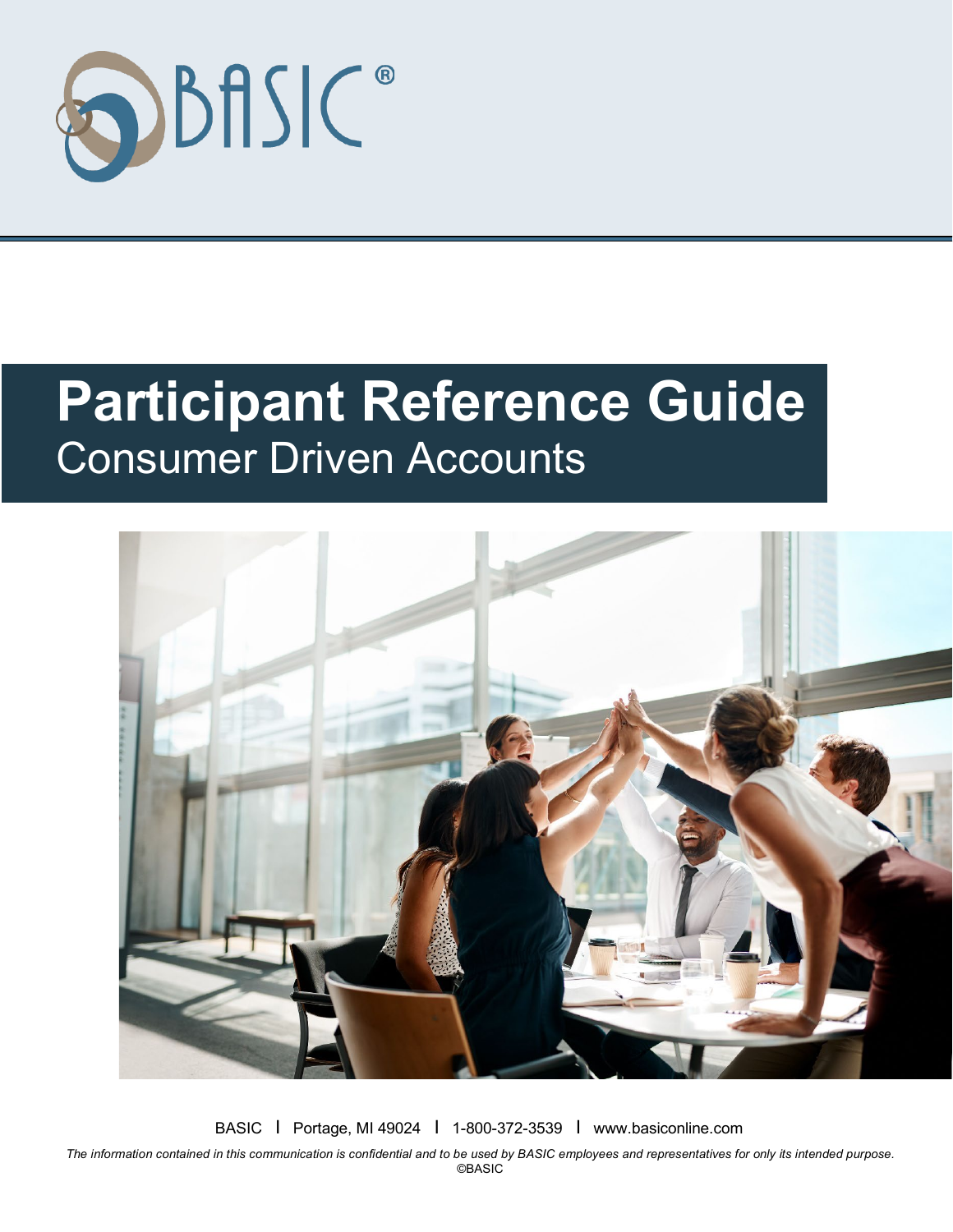BASIC®

# Participant Reference Guide

## Consumer Driven Accounts

BASIC | Portage, MI 49024 | 1-800-372-3539 | www.basiconline.com

*The information contained in this communication is confidential and to be used by BASIC employees and representatives for only its intended purpose.*

©BASIC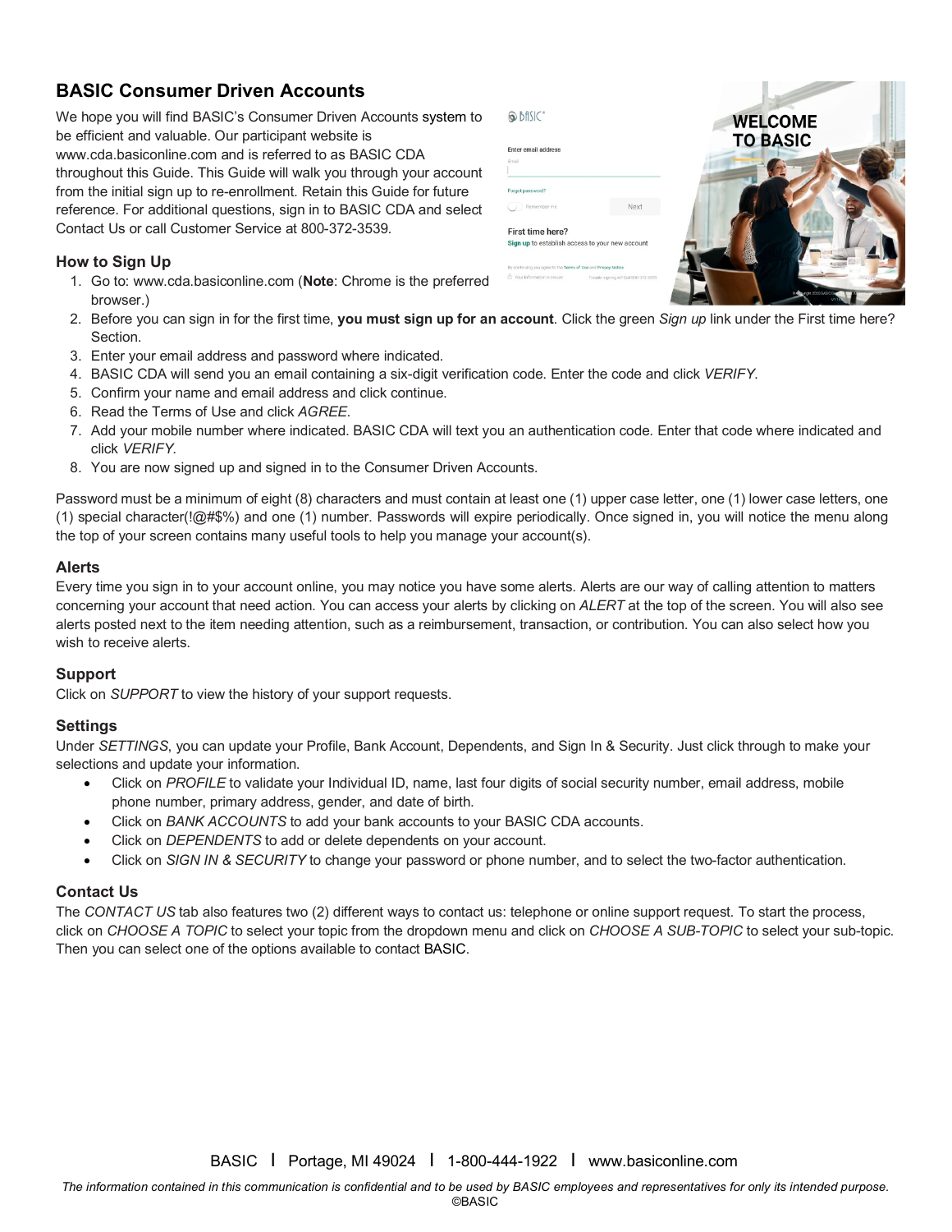## BASIC Consumer Driven Accounts

We hope you will find BASIC's Consumer Driven Accounts system to be efficient and valuable. Our participant website is www.cda.basiconline.com and is referred to as BASIC CDA throughout this Guide. This Guide will walk you through your account from the initial sign up to re-enrollment. Retain this Guide for future reference. For additional questions, sign in to BASIC CDA and select Contact Us or call Customer Service at 800-372-3539.

### How to Sign Up

1. Go to: www.cda.basiconline.com (**Note**: Chrome is the preferred browser.)
2. Before you can sign in for the first time, **you must sign up for an account**. Click the green *Sign up* link under the First time here? Section.
3. Enter your email address and password where indicated.
4. BASIC CDA will send you an email containing a six-digit verification code. Enter the code and click *VERIFY*.
5. Confirm your name and email address and click continue.
6. Read the Terms of Use and click *AGREE*.
7. Add your mobile number where indicated. BASIC CDA will text you an authentication code. Enter that code where indicated and click *VERIFY*.
8. You are now signed up and signed in to the Consumer Driven Accounts.

Password must be a minimum of eight (8) characters and must contain at least one (1) upper case letter, one (1) lower case letters, one (1) special character(!@#$%) and one (1) number. Passwords will expire periodically. Once signed in, you will notice the menu along the top of your screen contains many useful tools to help you manage your account(s).

### Alerts

Every time you sign in to your account online, you may notice you have some alerts. Alerts are our way of calling attention to matters concerning your account that need action. You can access your alerts by clicking on *ALERT* at the top of the screen. You will also see alerts posted next to the item needing attention, such as a reimbursement, transaction, or contribution. You can also select how you wish to receive alerts.

### Support

Click on *SUPPORT* to view the history of your support requests.

### Settings

Under *SETTINGS*, you can update your Profile, Bank Account, Dependents, and Sign In & Security. Just click through to make your selections and update your information.

- Click on *PROFILE* to validate your Individual ID, name, last four digits of social security number, email address, mobile phone number, primary address, gender, and date of birth.
- Click on *BANK ACCOUNTS* to add your bank accounts to your BASIC CDA accounts.
- Click on *DEPENDENTS* to add or delete dependents on your account.
- Click on *SIGN IN & SECURITY* to change your password or phone number, and to select the two-factor authentication.

### Contact Us

The *CONTACT US* tab also features two (2) different ways to contact us: telephone or online support request. To start the process, click on *CHOOSE A TOPIC* to select your topic from the dropdown menu and click on *CHOOSE A SUB-TOPIC* to select your sub-topic. Then you can select one of the options available to contact BASIC.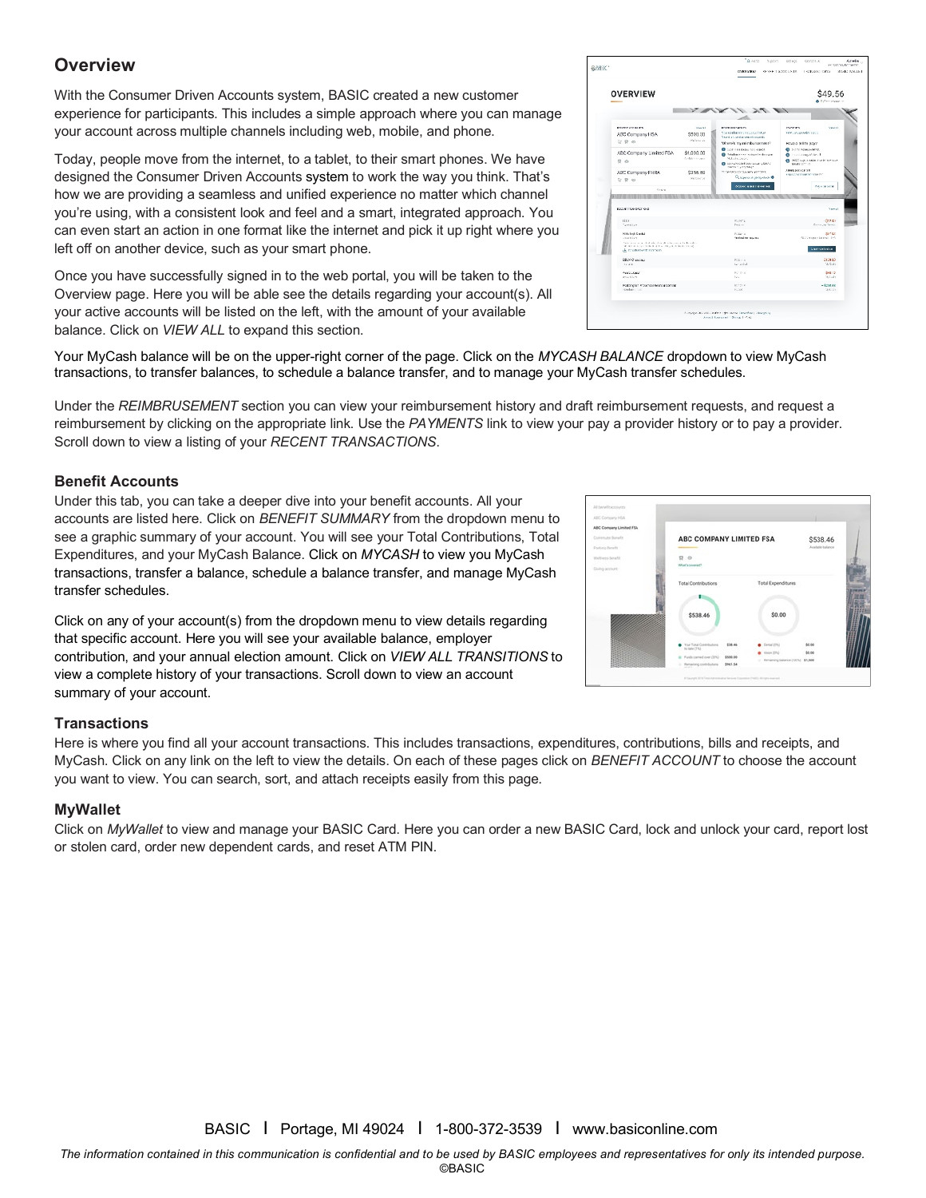## Overview

With the Consumer Driven Accounts system, BASIC created a new customer experience for participants. This includes a simple approach where you can manage your account across multiple channels including web, mobile, and phone.

Today, people move from the internet, to a tablet, to their smart phones. We have designed the Consumer Driven Accounts system to work the way you think. That's how we are providing a seamless and unified experience no matter which channel you're using, with a consistent look and feel and a smart, integrated approach. You can even start an action in one format like the internet and pick it up right where you left off on another device, such as your smart phone.

Once you have successfully signed in to the web portal, you will be taken to the Overview page. Here you will be able see the details regarding your account(s). All your active accounts will be listed on the left, with the amount of your available balance. Click on *VIEW ALL* to expand this section.

Your MyCash balance will be on the upper-right corner of the page. Click on the *MYCASH BALANCE* dropdown to view MyCash transactions, to transfer balances, to schedule a balance transfer, and to manage your MyCash transfer schedules.

Under the *REIMBRUSEMENT* section you can view your reimbursement history and draft reimbursement requests, and request a reimbursement by clicking on the appropriate link. Use the *PAYMENTS* link to view your pay a provider history or to pay a provider. Scroll down to view a listing of your *RECENT TRANSACTIONS*.

### Benefit Accounts

Under this tab, you can take a deeper dive into your benefit accounts. All your accounts are listed here. Click on *BENEFIT SUMMARY* from the dropdown menu to see a graphic summary of your account. You will see your Total Contributions, Total Expenditures, and your MyCash Balance. Click on *MYCASH* to view you MyCash transactions, transfer a balance, schedule a balance transfer, and manage MyCash transfer schedules.

Click on any of your account(s) from the dropdown menu to view details regarding that specific account. Here you will see your available balance, employer contribution, and your annual election amount. Click on *VIEW ALL TRANSITIONS* to view a complete history of your transactions. Scroll down to view an account summary of your account.

### Transactions

Here is where you find all your account transactions. This includes transactions, expenditures, contributions, bills and receipts, and MyCash. Click on any link on the left to view the details. On each of these pages click on *BENEFIT ACCOUNT* to choose the account you want to view. You can search, sort, and attach receipts easily from this page.

### MyWallet

Click on *MyWallet* to view and manage your BASIC Card. Here you can order a new BASIC Card, lock and unlock your card, report lost or stolen card, order new dependent cards, and reset ATM PIN.

BASIC | Portage, MI 49024 | 1-800-372-3539 | www.basiconline.com

*The information contained in this communication is confidential and to be used by BASIC employees and representatives for only its intended purpose.*
©BASIC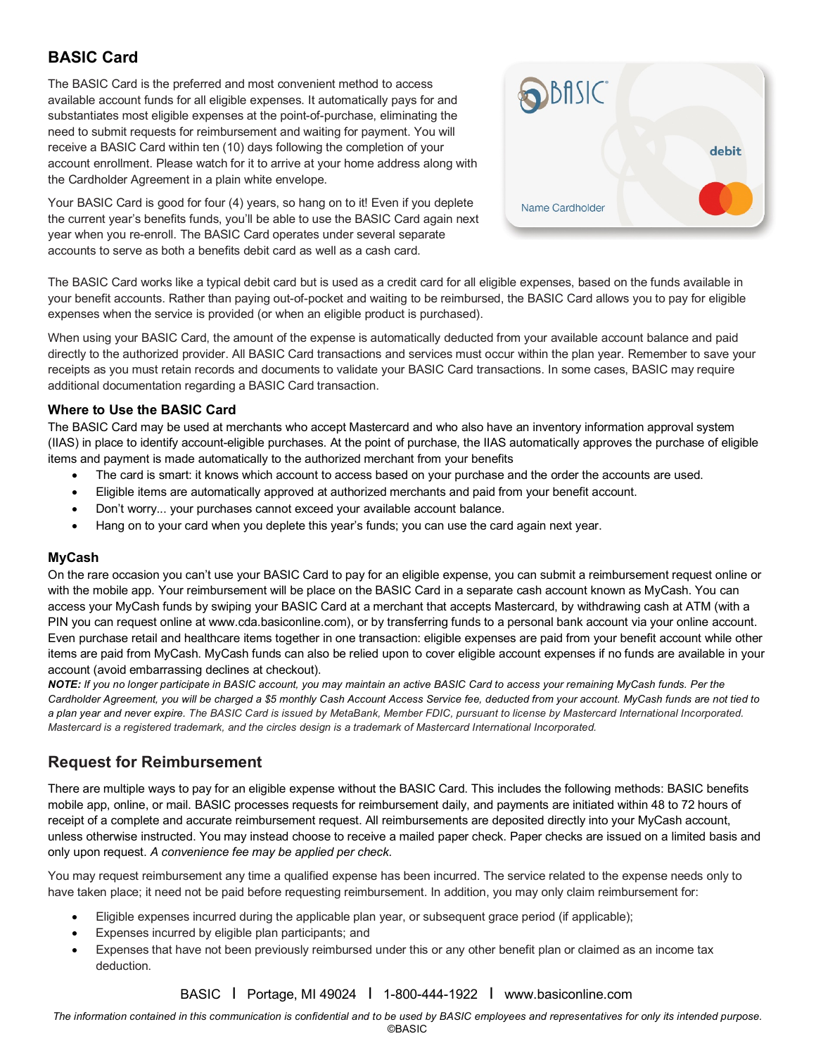## BASIC Card

The BASIC Card is the preferred and most convenient method to access available account funds for all eligible expenses. It automatically pays for and substantiates most eligible expenses at the point-of-purchase, eliminating the need to submit requests for reimbursement and waiting for payment. You will receive a BASIC Card within ten (10) days following the completion of your account enrollment. Please watch for it to arrive at your home address along with the Cardholder Agreement in a plain white envelope.

Your BASIC Card is good for four (4) years, so hang on to it! Even if you deplete the current year's benefits funds, you'll be able to use the BASIC Card again next year when you re-enroll. The BASIC Card operates under several separate accounts to serve as both a benefits debit card as well as a cash card.

The BASIC Card works like a typical debit card but is used as a credit card for all eligible expenses, based on the funds available in your benefit accounts. Rather than paying out-of-pocket and waiting to be reimbursed, the BASIC Card allows you to pay for eligible expenses when the service is provided (or when an eligible product is purchased).

When using your BASIC Card, the amount of the expense is automatically deducted from your available account balance and paid directly to the authorized provider. All BASIC Card transactions and services must occur within the plan year. Remember to save your receipts as you must retain records and documents to validate your BASIC Card transactions. In some cases, BASIC may require additional documentation regarding a BASIC Card transaction.

### Where to Use the BASIC Card

The BASIC Card may be used at merchants who accept Mastercard and who also have an inventory information approval system (IIAS) in place to identify account-eligible purchases. At the point of purchase, the IIAS automatically approves the purchase of eligible items and payment is made automatically to the authorized merchant from your benefits

- The card is smart: it knows which account to access based on your purchase and the order the accounts are used.
- Eligible items are automatically approved at authorized merchants and paid from your benefit account.
- Don't worry... your purchases cannot exceed your available account balance.
- Hang on to your card when you deplete this year's funds; you can use the card again next year.

### MyCash

On the rare occasion you can't use your BASIC Card to pay for an eligible expense, you can submit a reimbursement request online or with the mobile app. Your reimbursement will be place on the BASIC Card in a separate cash account known as MyCash. You can access your MyCash funds by swiping your BASIC Card at a merchant that accepts Mastercard, by withdrawing cash at ATM (with a PIN you can request online at www.cda.basiconline.com), or by transferring funds to a personal bank account via your online account. Even purchase retail and healthcare items together in one transaction: eligible expenses are paid from your benefit account while other items are paid from MyCash. MyCash funds can also be relied upon to cover eligible account expenses if no funds are available in your account (avoid embarrassing declines at checkout).

***NOTE:*** *If you no longer participate in BASIC account, you may maintain an active BASIC Card to access your remaining MyCash funds. Per the Cardholder Agreement, you will be charged a $5 monthly Cash Account Access Service fee, deducted from your account. MyCash funds are not tied to a plan year and never expire. The BASIC Card is issued by MetaBank, Member FDIC, pursuant to license by Mastercard International Incorporated. Mastercard is a registered trademark, and the circles design is a trademark of Mastercard International Incorporated.*

## Request for Reimbursement

There are multiple ways to pay for an eligible expense without the BASIC Card. This includes the following methods: BASIC benefits mobile app, online, or mail. BASIC processes requests for reimbursement daily, and payments are initiated within 48 to 72 hours of receipt of a complete and accurate reimbursement request. All reimbursements are deposited directly into your MyCash account, unless otherwise instructed. You may instead choose to receive a mailed paper check. Paper checks are issued on a limited basis and only upon request. *A convenience fee may be applied per check.*

You may request reimbursement any time a qualified expense has been incurred. The service related to the expense needs only to have taken place; it need not be paid before requesting reimbursement. In addition, you may only claim reimbursement for:

- Eligible expenses incurred during the applicable plan year, or subsequent grace period (if applicable);
- Expenses incurred by eligible plan participants; and
- Expenses that have not been previously reimbursed under this or any other benefit plan or claimed as an income tax deduction.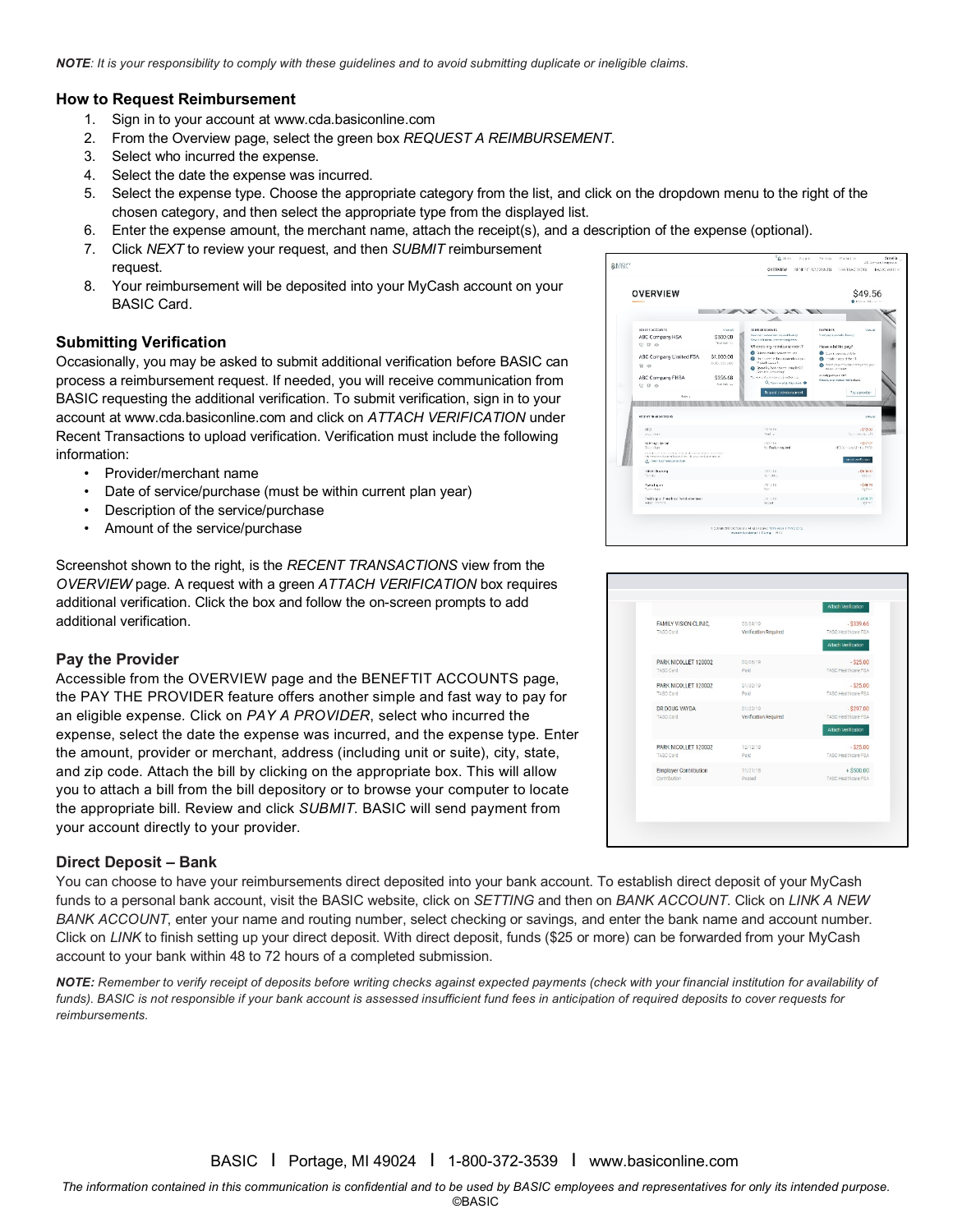*NOTE: It is your responsibility to comply with these guidelines and to avoid submitting duplicate or ineligible claims.*

### How to Request Reimbursement

1. Sign in to your account at www.cda.basiconline.com
2. From the Overview page, select the green box *REQUEST A REIMBURSEMENT*.
3. Select who incurred the expense.
4. Select the date the expense was incurred.
5. Select the expense type. Choose the appropriate category from the list, and click on the dropdown menu to the right of the chosen category, and then select the appropriate type from the displayed list.
6. Enter the expense amount, the merchant name, attach the receipt(s), and a description of the expense (optional).
7. Click *NEXT* to review your request, and then *SUBMIT* reimbursement request.
8. Your reimbursement will be deposited into your MyCash account on your BASIC Card.

### Submitting Verification

Occasionally, you may be asked to submit additional verification before BASIC can process a reimbursement request. If needed, you will receive communication from BASIC requesting the additional verification. To submit verification, sign in to your account at www.cda.basiconline.com and click on *ATTACH VERIFICATION* under Recent Transactions to upload verification. Verification must include the following information:

- Provider/merchant name
- Date of service/purchase (must be within current plan year)
- Description of the service/purchase
- Amount of the service/purchase

Screenshot shown to the right, is the *RECENT TRANSACTIONS* view from the *OVERVIEW* page. A request with a green *ATTACH VERIFICATION* box requires additional verification. Click the box and follow the on-screen prompts to add additional verification.

### Pay the Provider

Accessible from the OVERVIEW page and the BENEFTIT ACCOUNTS page, the PAY THE PROVIDER feature offers another simple and fast way to pay for an eligible expense. Click on *PAY A PROVIDER*, select who incurred the expense, select the date the expense was incurred, and the expense type. Enter the amount, provider or merchant, address (including unit or suite), city, state, and zip code. Attach the bill by clicking on the appropriate box. This will allow you to attach a bill from the bill depository or to browse your computer to locate the appropriate bill. Review and click *SUBMIT*. BASIC will send payment from your account directly to your provider.

### Direct Deposit – Bank

You can choose to have your reimbursements direct deposited into your bank account. To establish direct deposit of your MyCash funds to a personal bank account, visit the BASIC website, click on *SETTING* and then on *BANK ACCOUNT*. Click on *LINK A NEW BANK ACCOUNT*, enter your name and routing number, select checking or savings, and enter the bank name and account number. Click on *LINK* to finish setting up your direct deposit. With direct deposit, funds ($25 or more) can be forwarded from your MyCash account to your bank within 48 to 72 hours of a completed submission.

***NOTE:*** *Remember to verify receipt of deposits before writing checks against expected payments (check with your financial institution for availability of funds). BASIC is not responsible if your bank account is assessed insufficient fund fees in anticipation of required deposits to cover requests for reimbursements.*

BASIC | Portage, MI 49024 | 1-800-372-3539 | www.basiconline.com

*The information contained in this communication is confidential and to be used by BASIC employees and representatives for only its intended purpose.*

©BASIC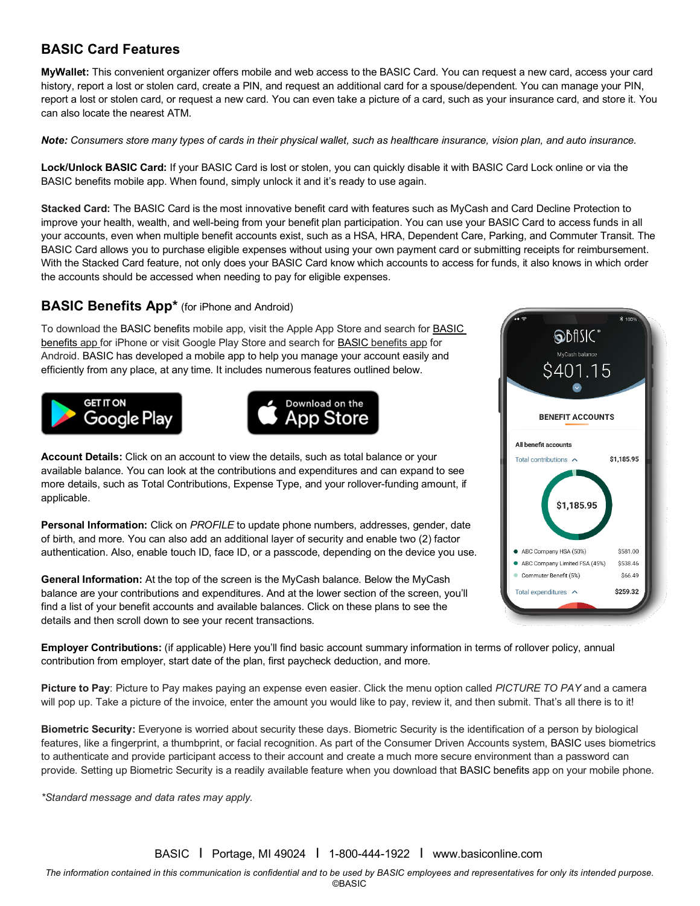## BASIC Card Features

**MyWallet:** This convenient organizer offers mobile and web access to the BASIC Card. You can request a new card, access your card history, report a lost or stolen card, create a PIN, and request an additional card for a spouse/dependent. You can manage your PIN, report a lost or stolen card, or request a new card. You can even take a picture of a card, such as your insurance card, and store it. You can also locate the nearest ATM.

***Note:*** *Consumers store many types of cards in their physical wallet, such as healthcare insurance, vision plan, and auto insurance.*

**Lock/Unlock BASIC Card:** If your BASIC Card is lost or stolen, you can quickly disable it with BASIC Card Lock online or via the BASIC benefits mobile app. When found, simply unlock it and it's ready to use again.

**Stacked Card:** The BASIC Card is the most innovative benefit card with features such as MyCash and Card Decline Protection to improve your health, wealth, and well-being from your benefit plan participation. You can use your BASIC Card to access funds in all your accounts, even when multiple benefit accounts exist, such as a HSA, HRA, Dependent Care, Parking, and Commuter Transit. The BASIC Card allows you to purchase eligible expenses without using your own payment card or submitting receipts for reimbursement. With the Stacked Card feature, not only does your BASIC Card know which accounts to access for funds, it also knows in which order the accounts should be accessed when needing to pay for eligible expenses.

## BASIC Benefits App* (for iPhone and Android)

To download the BASIC benefits mobile app, visit the Apple App Store and search for BASIC benefits app for iPhone or visit Google Play Store and search for BASIC benefits app for Android. BASIC has developed a mobile app to help you manage your account easily and efficiently from any place, at any time. It includes numerous features outlined below.

GET IT ON Google Play

Download on the App Store

**Account Details:** Click on an account to view the details, such as total balance or your available balance. You can look at the contributions and expenditures and can expand to see more details, such as Total Contributions, Expense Type, and your rollover-funding amount, if applicable.

**Personal Information:** Click on *PROFILE* to update phone numbers, addresses, gender, date of birth, and more. You can also add an additional layer of security and enable two (2) factor authentication. Also, enable touch ID, face ID, or a passcode, depending on the device you use.

**General Information:** At the top of the screen is the MyCash balance. Below the MyCash balance are your contributions and expenditures. And at the lower section of the screen, you'll find a list of your benefit accounts and available balances. Click on these plans to see the details and then scroll down to see your recent transactions.

**Employer Contributions:** (if applicable) Here you'll find basic account summary information in terms of rollover policy, annual contribution from employer, start date of the plan, first paycheck deduction, and more.

**Picture to Pay**: Picture to Pay makes paying an expense even easier. Click the menu option called *PICTURE TO PAY* and a camera will pop up. Take a picture of the invoice, enter the amount you would like to pay, review it, and then submit. That's all there is to it!

**Biometric Security:** Everyone is worried about security these days. Biometric Security is the identification of a person by biological features, like a fingerprint, a thumbprint, or facial recognition. As part of the Consumer Driven Accounts system, BASIC uses biometrics to authenticate and provide participant access to their account and create a much more secure environment than a password can provide. Setting up Biometric Security is a readily available feature when you download that BASIC benefits app on your mobile phone.

*\*Standard message and data rates may apply.*

BASIC | Portage, MI 49024 | 1-800-444-1922 | www.basiconline.com

*The information contained in this communication is confidential and to be used by BASIC employees and representatives for only its intended purpose.*
©BASIC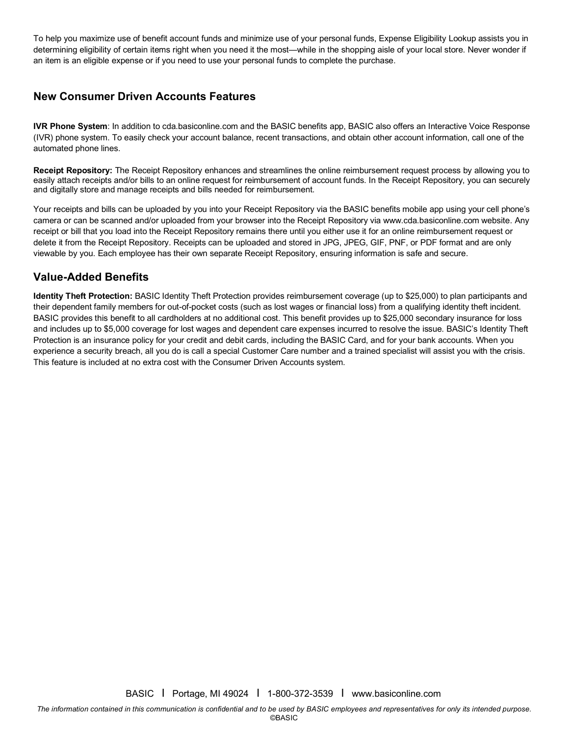To help you maximize use of benefit account funds and minimize use of your personal funds, Expense Eligibility Lookup assists you in determining eligibility of certain items right when you need it the most—while in the shopping aisle of your local store. Never wonder if an item is an eligible expense or if you need to use your personal funds to complete the purchase.

## New Consumer Driven Accounts Features

**IVR Phone System**: In addition to cda.basiconline.com and the BASIC benefits app, BASIC also offers an Interactive Voice Response (IVR) phone system. To easily check your account balance, recent transactions, and obtain other account information, call one of the automated phone lines.

**Receipt Repository:** The Receipt Repository enhances and streamlines the online reimbursement request process by allowing you to easily attach receipts and/or bills to an online request for reimbursement of account funds. In the Receipt Repository, you can securely and digitally store and manage receipts and bills needed for reimbursement.

Your receipts and bills can be uploaded by you into your Receipt Repository via the BASIC benefits mobile app using your cell phone's camera or can be scanned and/or uploaded from your browser into the Receipt Repository via www.cda.basiconline.com website. Any receipt or bill that you load into the Receipt Repository remains there until you either use it for an online reimbursement request or delete it from the Receipt Repository. Receipts can be uploaded and stored in JPG, JPEG, GIF, PNF, or PDF format and are only viewable by you. Each employee has their own separate Receipt Repository, ensuring information is safe and secure.

## Value-Added Benefits

**Identity Theft Protection:** BASIC Identity Theft Protection provides reimbursement coverage (up to $25,000) to plan participants and their dependent family members for out-of-pocket costs (such as lost wages or financial loss) from a qualifying identity theft incident. BASIC provides this benefit to all cardholders at no additional cost. This benefit provides up to $25,000 secondary insurance for loss and includes up to $5,000 coverage for lost wages and dependent care expenses incurred to resolve the issue. BASIC's Identity Theft Protection is an insurance policy for your credit and debit cards, including the BASIC Card, and for your bank accounts. When you experience a security breach, all you do is call a special Customer Care number and a trained specialist will assist you with the crisis. This feature is included at no extra cost with the Consumer Driven Accounts system.